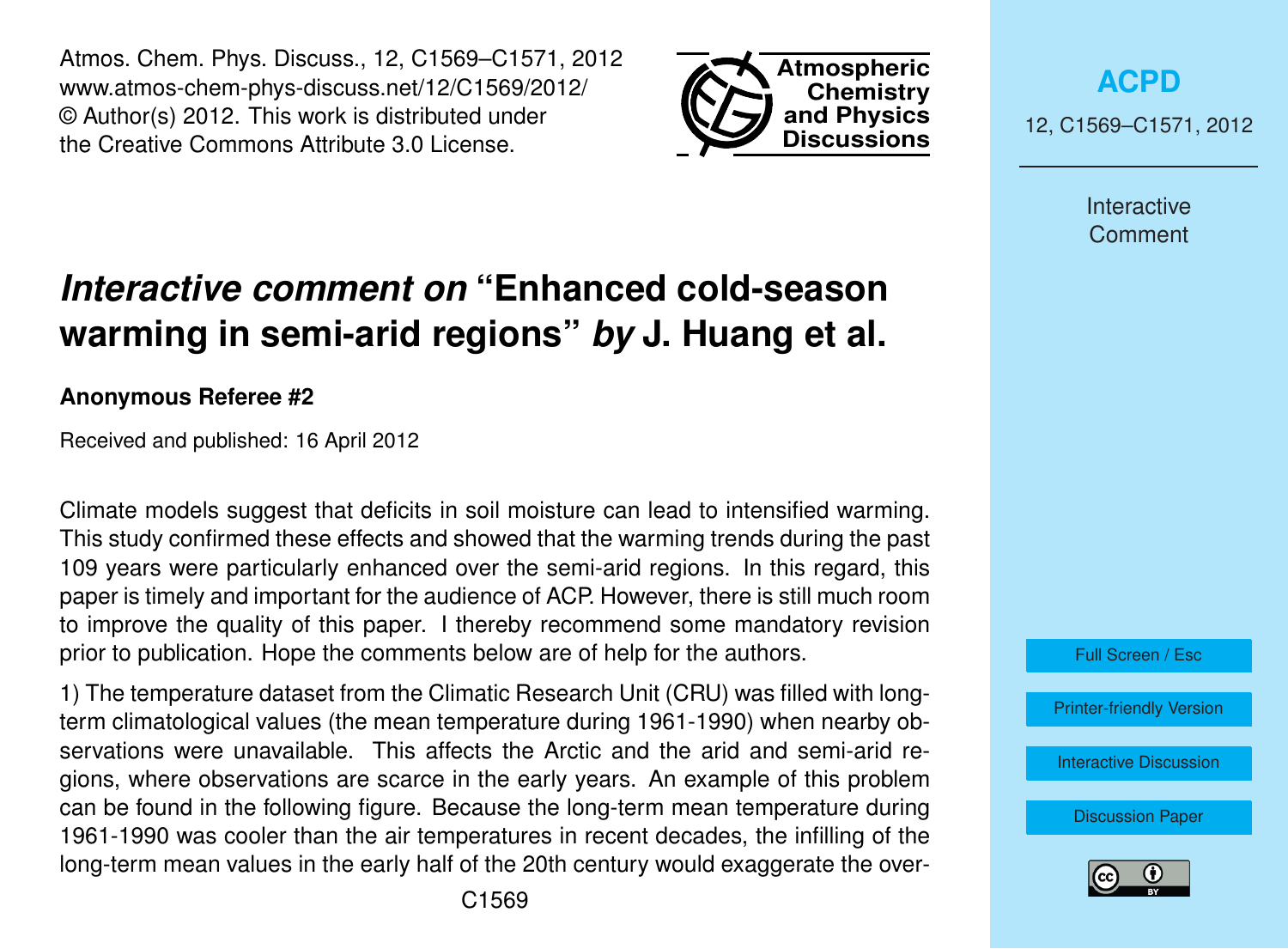# *Interactive comment on* "Enhanced cold-season warming in semi-arid regions" *by* J. Huang et al.

**Anonymous Referee #2**

Received and published: 16 April 2012

Climate models suggest that deficits in soil moisture can lead to intensified warming. This study confirmed these effects and showed that the warming trends during the past 109 years were particularly enhanced over the semi-arid regions. In this regard, this paper is timely and important for the audience of ACP. However, there is still much room to improve the quality of this paper. I thereby recommend some mandatory revision prior to publication. Hope the comments below are of help for the authors.

1) The temperature dataset from the Climatic Research Unit (CRU) was filled with long-term climatological values (the mean temperature during 1961-1990) when nearby observations were unavailable. This affects the Arctic and the arid and semi-arid regions, where observations are scarce in the early years. An example of this problem can be found in the following figure. Because the long-term mean temperature during 1961-1990 was cooler than the air temperatures in recent decades, the infilling of the long-term mean values in the early half of the 20th century would exaggerate the over-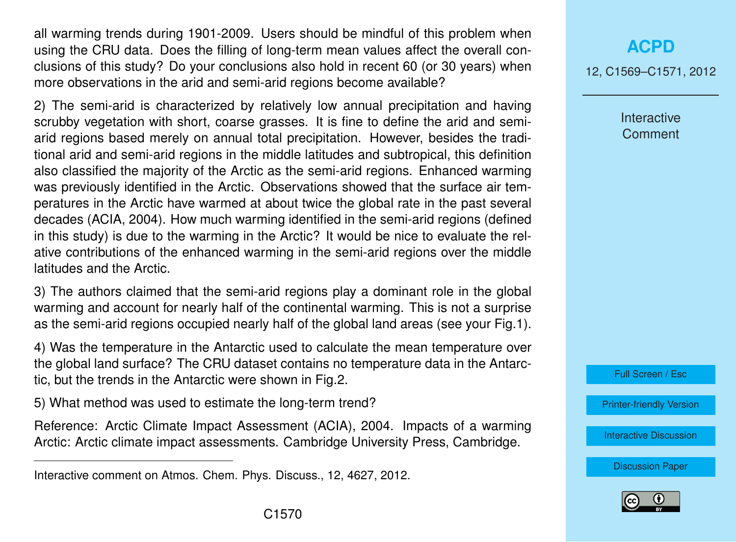all warming trends during 1901-2009. Users should be mindful of this problem when using the CRU data. Does the filling of long-term mean values affect the overall conclusions of this study? Do your conclusions also hold in recent 60 (or 30 years) when more observations in the arid and semi-arid regions become available?

2) The semi-arid is characterized by relatively low annual precipitation and having scrubby vegetation with short, coarse grasses. It is fine to define the arid and semi-arid regions based merely on annual total precipitation. However, besides the traditional arid and semi-arid regions in the middle latitudes and subtropical, this definition also classified the majority of the Arctic as the semi-arid regions. Enhanced warming was previously identified in the Arctic. Observations showed that the surface air temperatures in the Arctic have warmed at about twice the global rate in the past several decades (ACIA, 2004). How much warming identified in the semi-arid regions (defined in this study) is due to the warming in the Arctic? It would be nice to evaluate the relative contributions of the enhanced warming in the semi-arid regions over the middle latitudes and the Arctic.

3) The authors claimed that the semi-arid regions play a dominant role in the global warming and account for nearly half of the continental warming. This is not a surprise as the semi-arid regions occupied nearly half of the global land areas (see your Fig.1).

4) Was the temperature in the Antarctic used to calculate the mean temperature over the global land surface? The CRU dataset contains no temperature data in the Antarctic, but the trends in the Antarctic were shown in Fig.2.

5) What method was used to estimate the long-term trend?

Reference: Arctic Climate Impact Assessment (ACIA), 2004. Impacts of a warming Arctic: Arctic climate impact assessments. Cambridge University Press, Cambridge.

---

Interactive comment on Atmos. Chem. Phys. Discuss., 12, 4627, 2012.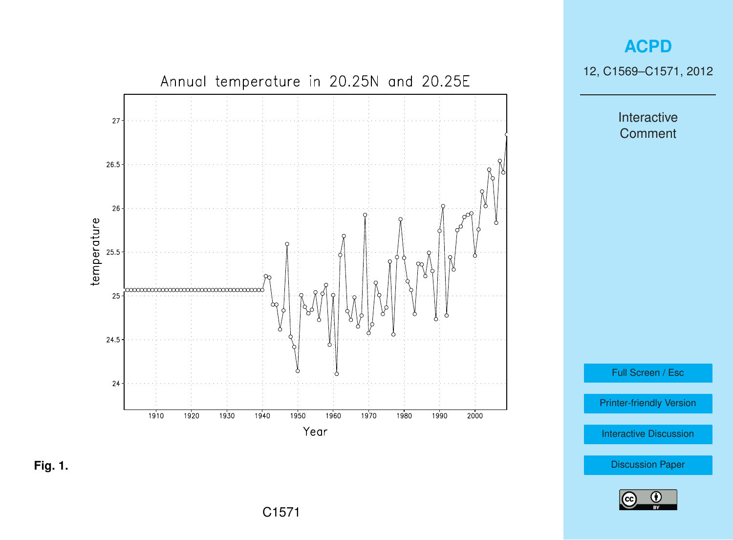Annual temperature in 20.25N and 20.25E

27

26.5

26

25.5

25

24.5

24

temperature

1910 1920 1930 1940 1950 1960 1970 1980 1990 2000

Year

**Fig. 1.**